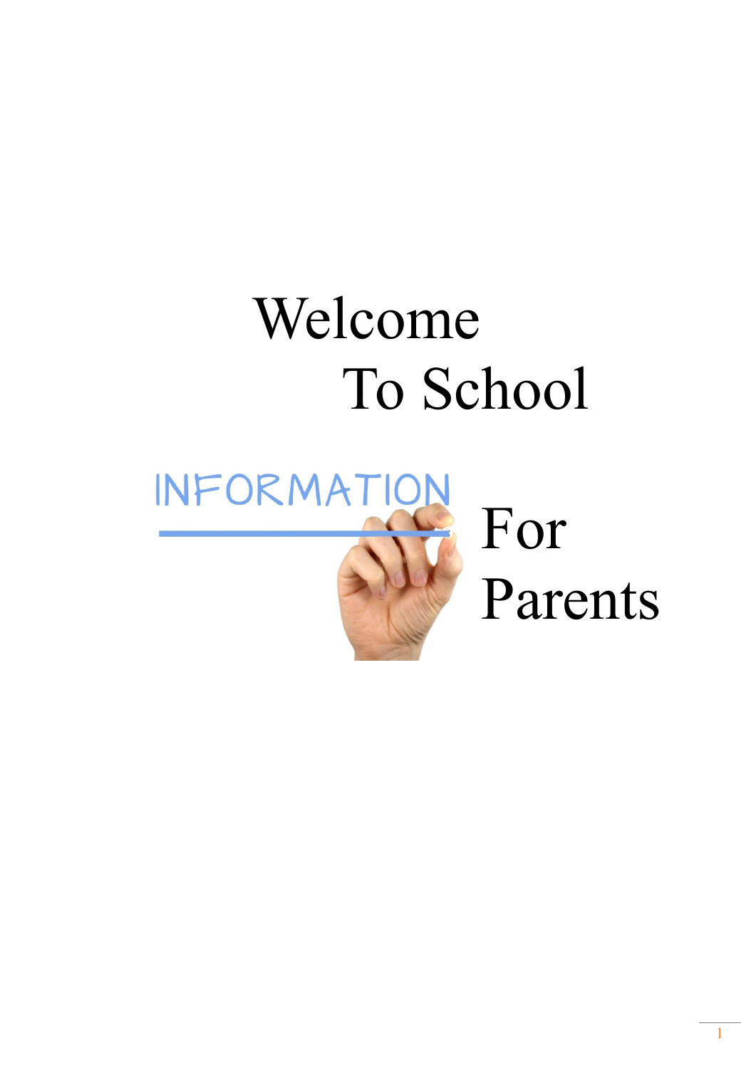# Welcome To School

INFORMATION

For Parents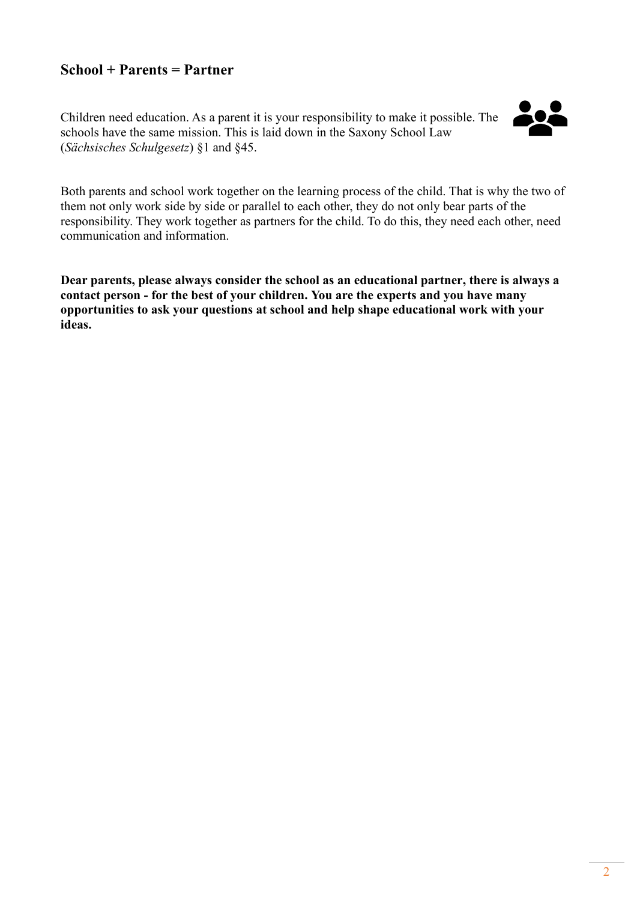## School + Parents = Partner

Children need education. As a parent it is your responsibility to make it possible. The schools have the same mission. This is laid down in the Saxony School Law (*Sächsisches Schulgesetz*) §1 and §45.

Both parents and school work together on the learning process of the child. That is why the two of them not only work side by side or parallel to each other, they do not only bear parts of the responsibility. They work together as partners for the child. To do this, they need each other, need communication and information.

**Dear parents, please always consider the school as an educational partner, there is always a contact person - for the best of your children. You are the experts and you have many opportunities to ask your questions at school and help shape educational work with your ideas.**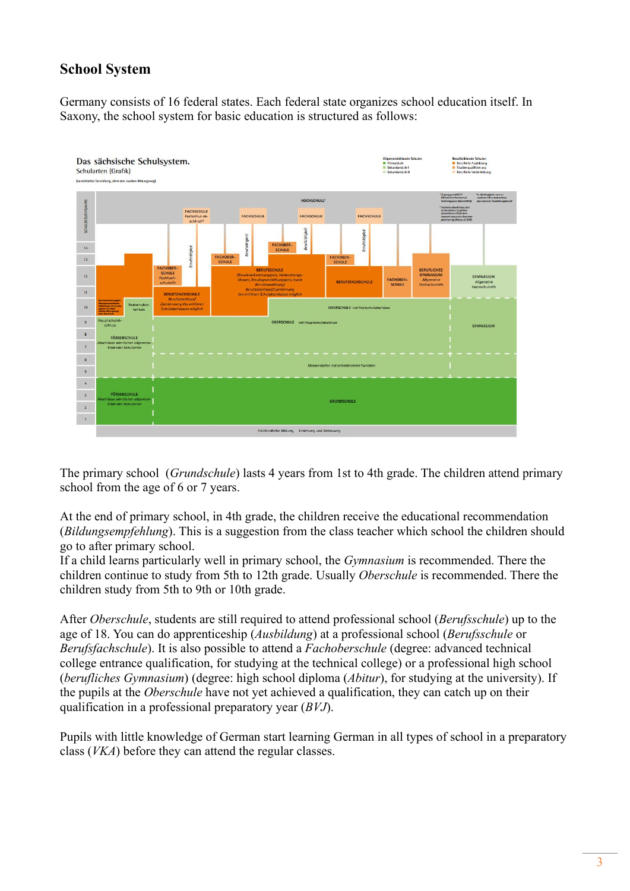## School System

Germany consists of 16 federal states. Each federal state organizes school education itself. In Saxony, the school system for basic education is structured as follows:

The primary school (*Grundschule*) lasts 4 years from 1st to 4th grade. The children attend primary school from the age of 6 or 7 years.

At the end of primary school, in 4th grade, the children receive the educational recommendation (*Bildungsempfehlung*). This is a suggestion from the class teacher which school the children should go to after primary school.
If a child learns particularly well in primary school, the *Gymnasium* is recommended. There the children continue to study from 5th to 12th grade. Usually *Oberschule* is recommended. There the children study from 5th to 9th or 10th grade.

After *Oberschule*, students are still required to attend professional school (*Berufsschule*) up to the age of 18. You can do apprenticeship (*Ausbildung*) at a professional school (*Berufsschule* or *Berufsfachschule*). It is also possible to attend a *Fachoberschule* (degree: advanced technical college entrance qualification, for studying at the technical college) or a professional high school (*berufliches Gymnasium*) (degree: high school diploma (*Abitur*), for studying at the university). If the pupils at the *Oberschule* have not yet achieved a qualification, they can catch up on their qualification in a professional preparatory year (*BVJ*).

Pupils with little knowledge of German start learning German in all types of school in a preparatory class (*VKA*) before they can attend the regular classes.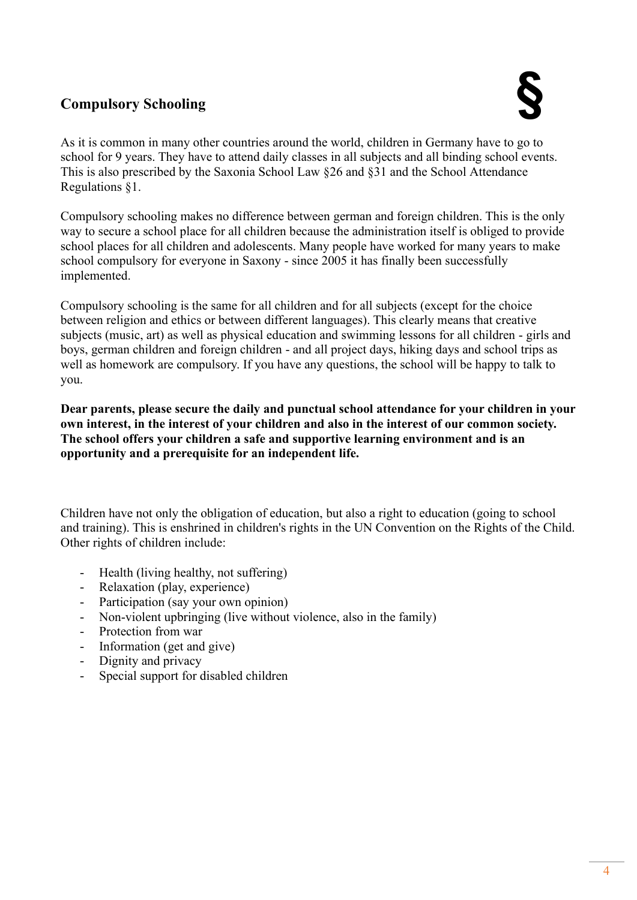## Compulsory Schooling

§

As it is common in many other countries around the world, children in Germany have to go to school for 9 years. They have to attend daily classes in all subjects and all binding school events. This is also prescribed by the Saxonia School Law §26 and §31 and the School Attendance Regulations §1.

Compulsory schooling makes no difference between german and foreign children. This is the only way to secure a school place for all children because the administration itself is obliged to provide school places for all children and adolescents. Many people have worked for many years to make school compulsory for everyone in Saxony - since 2005 it has finally been successfully implemented.

Compulsory schooling is the same for all children and for all subjects (except for the choice between religion and ethics or between different languages). This clearly means that creative subjects (music, art) as well as physical education and swimming lessons for all children - girls and boys, german children and foreign children - and all project days, hiking days and school trips as well as homework are compulsory. If you have any questions, the school will be happy to talk to you.

**Dear parents, please secure the daily and punctual school attendance for your children in your own interest, in the interest of your children and also in the interest of our common society. The school offers your children a safe and supportive learning environment and is an opportunity and a prerequisite for an independent life.**

Children have not only the obligation of education, but also a right to education (going to school and training). This is enshrined in children's rights in the UN Convention on the Rights of the Child. Other rights of children include:

- Health (living healthy, not suffering)
- Relaxation (play, experience)
- Participation (say your own opinion)
- Non-violent upbringing (live without violence, also in the family)
- Protection from war
- Information (get and give)
- Dignity and privacy
- Special support for disabled children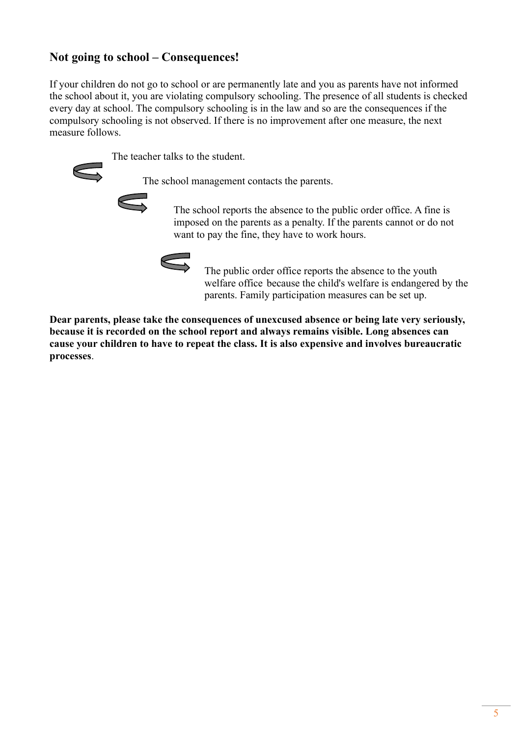## Not going to school – Consequences!

If your children do not go to school or are permanently late and you as parents have not informed the school about it, you are violating compulsory schooling. The presence of all students is checked every day at school. The compulsory schooling is in the law and so are the consequences if the compulsory schooling is not observed. If there is no improvement after one measure, the next measure follows.

The teacher talks to the student.

The school management contacts the parents.

The school reports the absence to the public order office. A fine is imposed on the parents as a penalty. If the parents cannot or do not want to pay the fine, they have to work hours.

The public order office reports the absence to the youth welfare office because the child's welfare is endangered by the parents. Family participation measures can be set up.

**Dear parents, please take the consequences of unexcused absence or being late very seriously, because it is recorded on the school report and always remains visible. Long absences can cause your children to have to repeat the class. It is also expensive and involves bureaucratic processes**.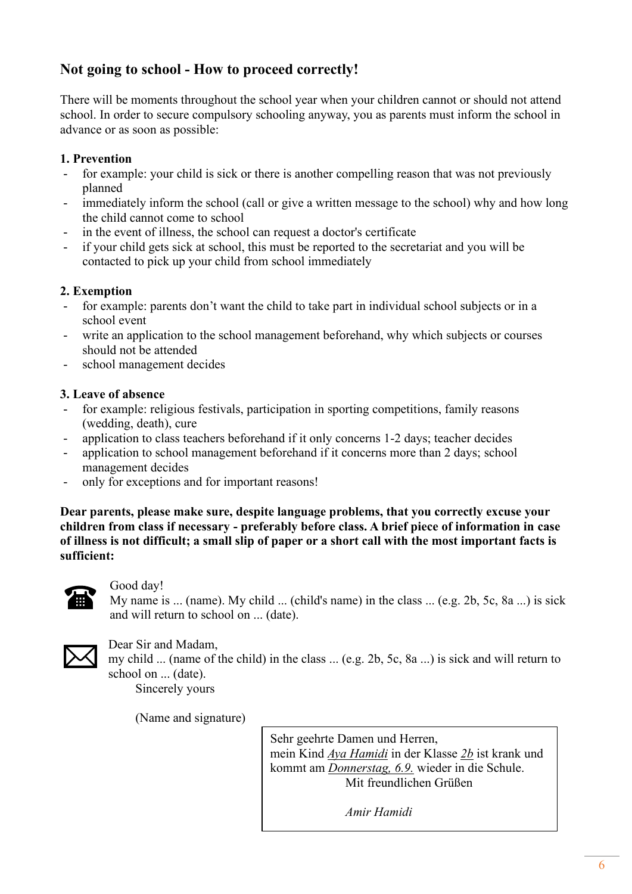## Not going to school - How to proceed correctly!

There will be moments throughout the school year when your children cannot or should not attend school. In order to secure compulsory schooling anyway, you as parents must inform the school in advance or as soon as possible:

**1. Prevention**

- for example: your child is sick or there is another compelling reason that was not previously planned
- immediately inform the school (call or give a written message to the school) why and how long the child cannot come to school
- in the event of illness, the school can request a doctor's certificate
- if your child gets sick at school, this must be reported to the secretariat and you will be contacted to pick up your child from school immediately

**2. Exemption**

- for example: parents don't want the child to take part in individual school subjects or in a school event
- write an application to the school management beforehand, why which subjects or courses should not be attended
- school management decides

**3. Leave of absence**

- for example: religious festivals, participation in sporting competitions, family reasons (wedding, death), cure
- application to class teachers beforehand if it only concerns 1-2 days; teacher decides
- application to school management beforehand if it concerns more than 2 days; school management decides
- only for exceptions and for important reasons!

**Dear parents, please make sure, despite language problems, that you correctly excuse your children from class if necessary - preferably before class. A brief piece of information in case of illness is not difficult; a small slip of paper or a short call with the most important facts is sufficient:**

☎ Good day!
My name is ... (name). My child ... (child's name) in the class ... (e.g. 2b, 5c, 8a ...) is sick and will return to school on ... (date).

✉ Dear Sir and Madam,
my child ... (name of the child) in the class ... (e.g. 2b, 5c, 8a ...) is sick and will return to school on ... (date).

Sincerely yours

(Name and signature)

> Sehr geehrte Damen und Herren,
> mein Kind *Aya Hamidi* in der Klasse *2b* ist krank und kommt am *Donnerstag, 6.9.* wieder in die Schule.
>
> Mit freundlichen Grüßen
>
> *Amir Hamidi*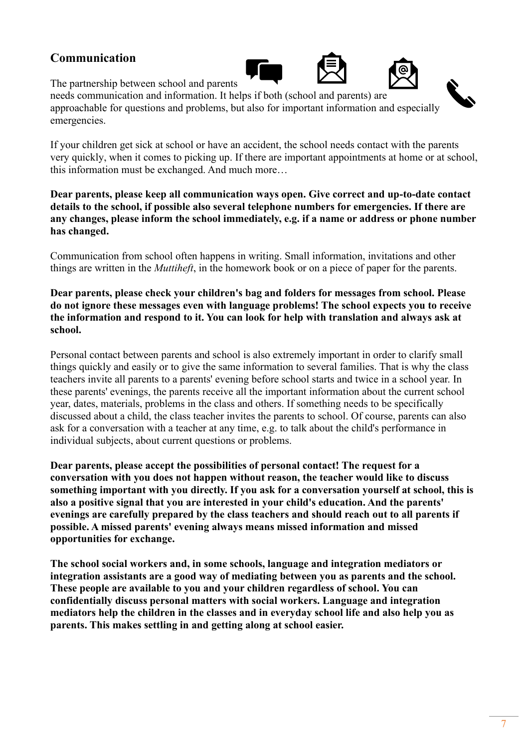## Communication

The partnership between school and parents needs communication and information. It helps if both (school and parents) are approachable for questions and problems, but also for important information and especially emergencies.

If your children get sick at school or have an accident, the school needs contact with the parents very quickly, when it comes to picking up. If there are important appointments at home or at school, this information must be exchanged. And much more…

**Dear parents, please keep all communication ways open. Give correct and up-to-date contact details to the school, if possible also several telephone numbers for emergencies. If there are any changes, please inform the school immediately, e.g. if a name or address or phone number has changed.**

Communication from school often happens in writing. Small information, invitations and other things are written in the *Muttiheft*, in the homework book or on a piece of paper for the parents.

**Dear parents, please check your children's bag and folders for messages from school. Please do not ignore these messages even with language problems! The school expects you to receive the information and respond to it. You can look for help with translation and always ask at school.**

Personal contact between parents and school is also extremely important in order to clarify small things quickly and easily or to give the same information to several families. That is why the class teachers invite all parents to a parents' evening before school starts and twice in a school year. In these parents' evenings, the parents receive all the important information about the current school year, dates, materials, problems in the class and others. If something needs to be specifically discussed about a child, the class teacher invites the parents to school. Of course, parents can also ask for a conversation with a teacher at any time, e.g. to talk about the child's performance in individual subjects, about current questions or problems.

**Dear parents, please accept the possibilities of personal contact! The request for a conversation with you does not happen without reason, the teacher would like to discuss something important with you directly. If you ask for a conversation yourself at school, this is also a positive signal that you are interested in your child's education. And the parents' evenings are carefully prepared by the class teachers and should reach out to all parents if possible. A missed parents' evening always means missed information and missed opportunities for exchange.**

**The school social workers and, in some schools, language and integration mediators or integration assistants are a good way of mediating between you as parents and the school. These people are available to you and your children regardless of school. You can confidentially discuss personal matters with social workers. Language and integration mediators help the children in the classes and in everyday school life and also help you as parents. This makes settling in and getting along at school easier.**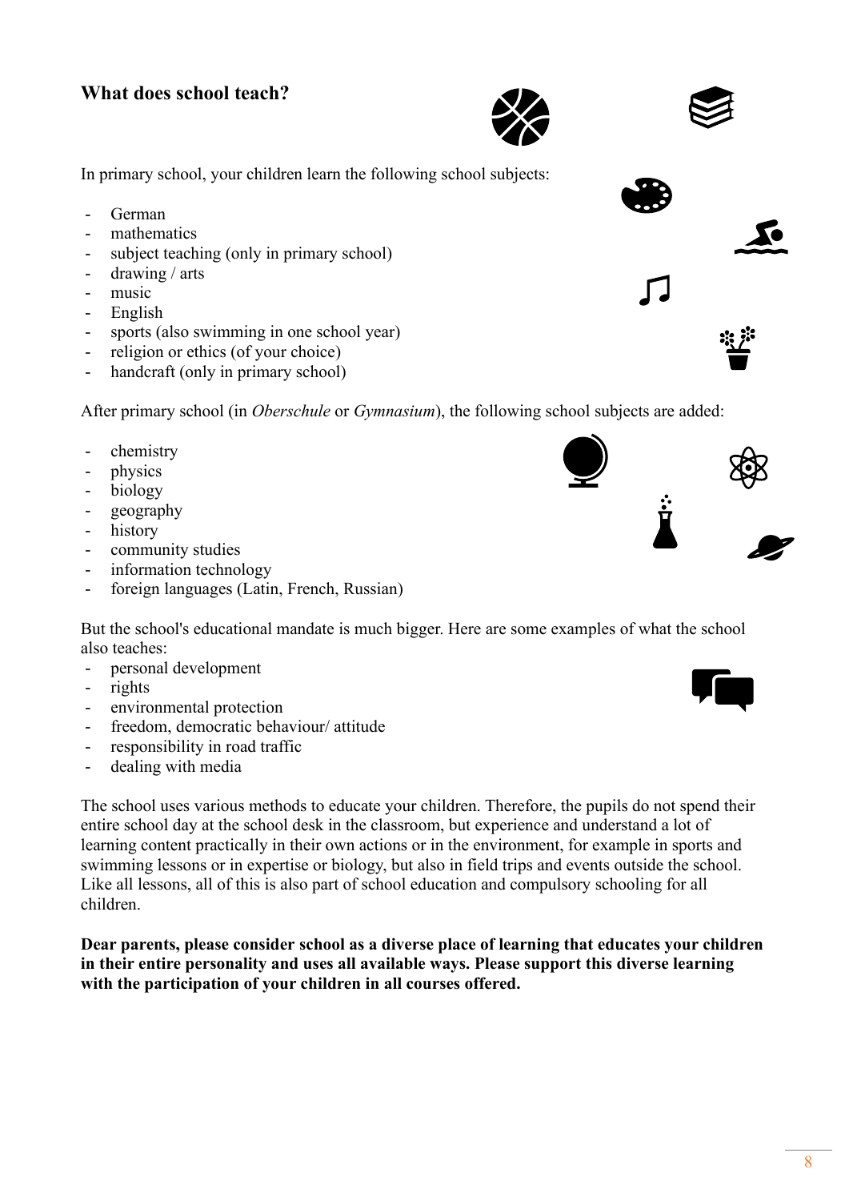## What does school teach?

In primary school, your children learn the following school subjects:

- German
- mathematics
- subject teaching (only in primary school)
- drawing / arts
- music
- English
- sports (also swimming in one school year)
- religion or ethics (of your choice)
- handcraft (only in primary school)

After primary school (in *Oberschule* or *Gymnasium*), the following school subjects are added:

- chemistry
- physics
- biology
- geography
- history
- community studies
- information technology
- foreign languages (Latin, French, Russian)

But the school's educational mandate is much bigger. Here are some examples of what the school also teaches:

- personal development
- rights
- environmental protection
- freedom, democratic behaviour/ attitude
- responsibility in road traffic
- dealing with media

The school uses various methods to educate your children. Therefore, the pupils do not spend their entire school day at the school desk in the classroom, but experience and understand a lot of learning content practically in their own actions or in the environment, for example in sports and swimming lessons or in expertise or biology, but also in field trips and events outside the school. Like all lessons, all of this is also part of school education and compulsory schooling for all children.

**Dear parents, please consider school as a diverse place of learning that educates your children in their entire personality and uses all available ways. Please support this diverse learning with the participation of your children in all courses offered.**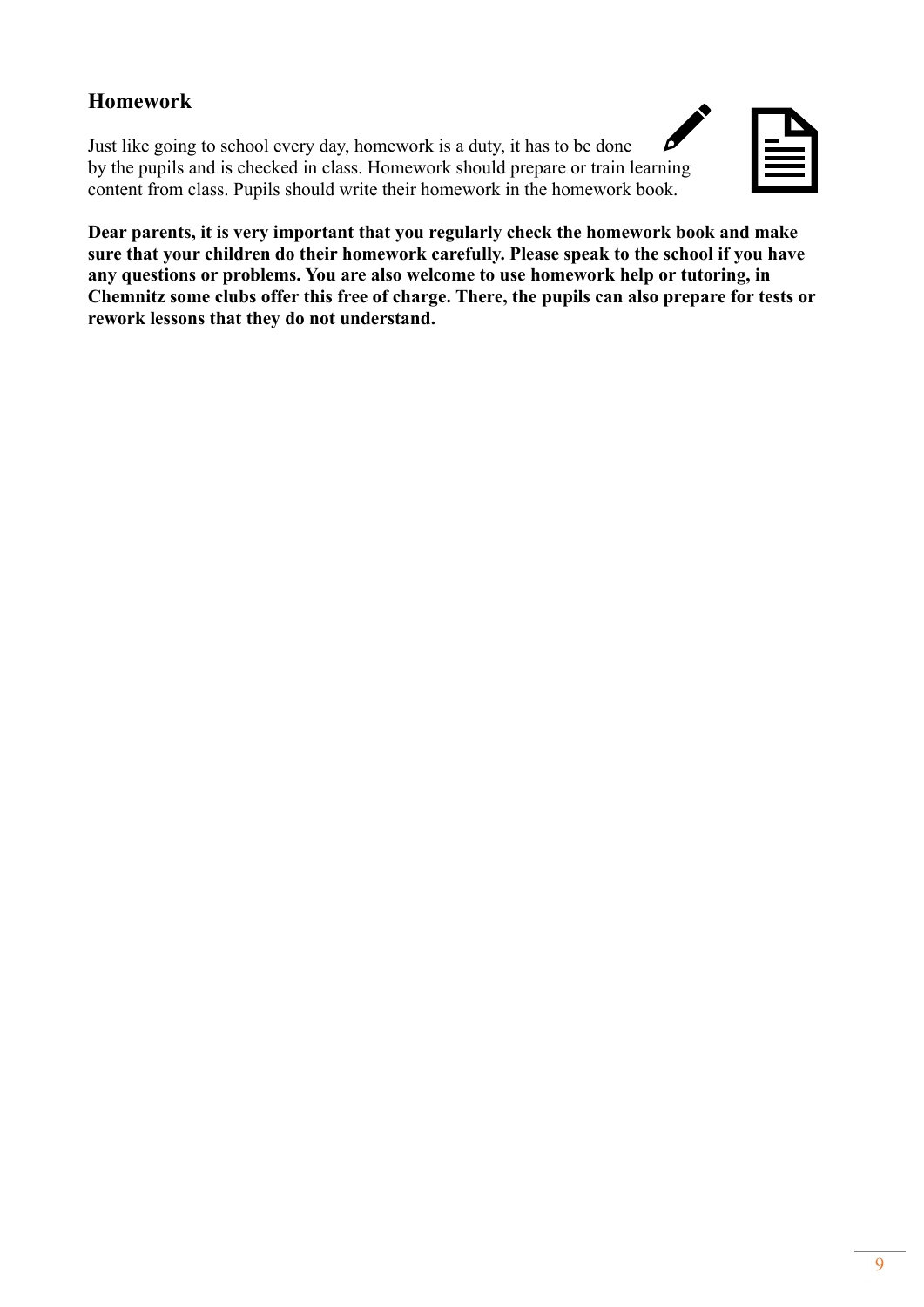## Homework

Just like going to school every day, homework is a duty, it has to be done by the pupils and is checked in class. Homework should prepare or train learning content from class. Pupils should write their homework in the homework book.

**Dear parents, it is very important that you regularly check the homework book and make sure that your children do their homework carefully. Please speak to the school if you have any questions or problems. You are also welcome to use homework help or tutoring, in Chemnitz some clubs offer this free of charge. There, the pupils can also prepare for tests or rework lessons that they do not understand.**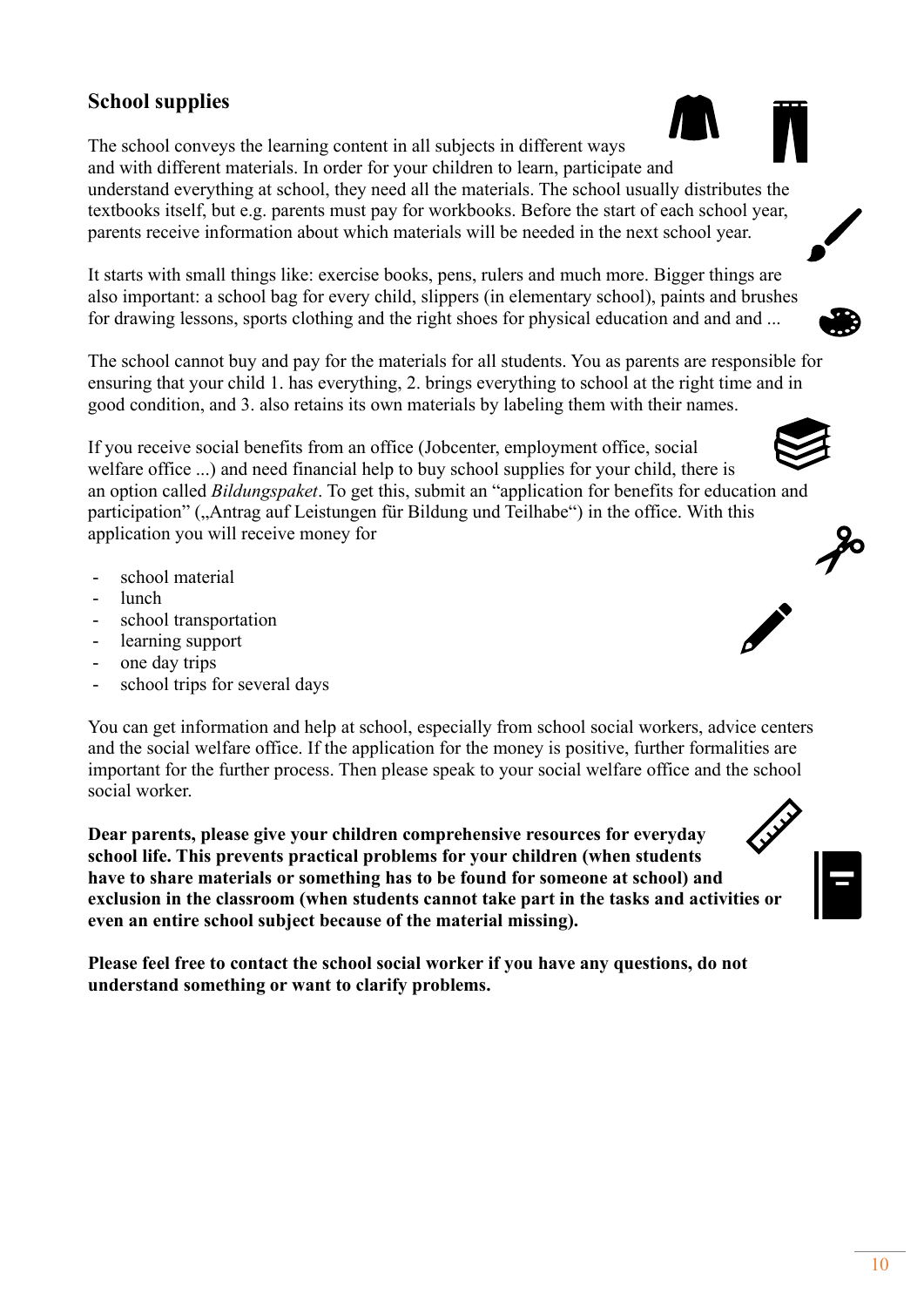## School supplies

The school conveys the learning content in all subjects in different ways and with different materials. In order for your children to learn, participate and understand everything at school, they need all the materials. The school usually distributes the textbooks itself, but e.g. parents must pay for workbooks. Before the start of each school year, parents receive information about which materials will be needed in the next school year.

It starts with small things like: exercise books, pens, rulers and much more. Bigger things are also important: a school bag for every child, slippers (in elementary school), paints and brushes for drawing lessons, sports clothing and the right shoes for physical education and and and ...

The school cannot buy and pay for the materials for all students. You as parents are responsible for ensuring that your child 1. has everything, 2. brings everything to school at the right time and in good condition, and 3. also retains its own materials by labeling them with their names.

If you receive social benefits from an office (Jobcenter, employment office, social welfare office ...) and need financial help to buy school supplies for your child, there is an option called *Bildungspaket*. To get this, submit an "application for benefits for education and participation" („Antrag auf Leistungen für Bildung und Teilhabe") in the office. With this application you will receive money for

- school material
- lunch
- school transportation
- learning support
- one day trips
- school trips for several days

You can get information and help at school, especially from school social workers, advice centers and the social welfare office. If the application for the money is positive, further formalities are important for the further process. Then please speak to your social welfare office and the school social worker.

**Dear parents, please give your children comprehensive resources for everyday school life. This prevents practical problems for your children (when students have to share materials or something has to be found for someone at school) and exclusion in the classroom (when students cannot take part in the tasks and activities or even an entire school subject because of the material missing).**

**Please feel free to contact the school social worker if you have any questions, do not understand something or want to clarify problems.**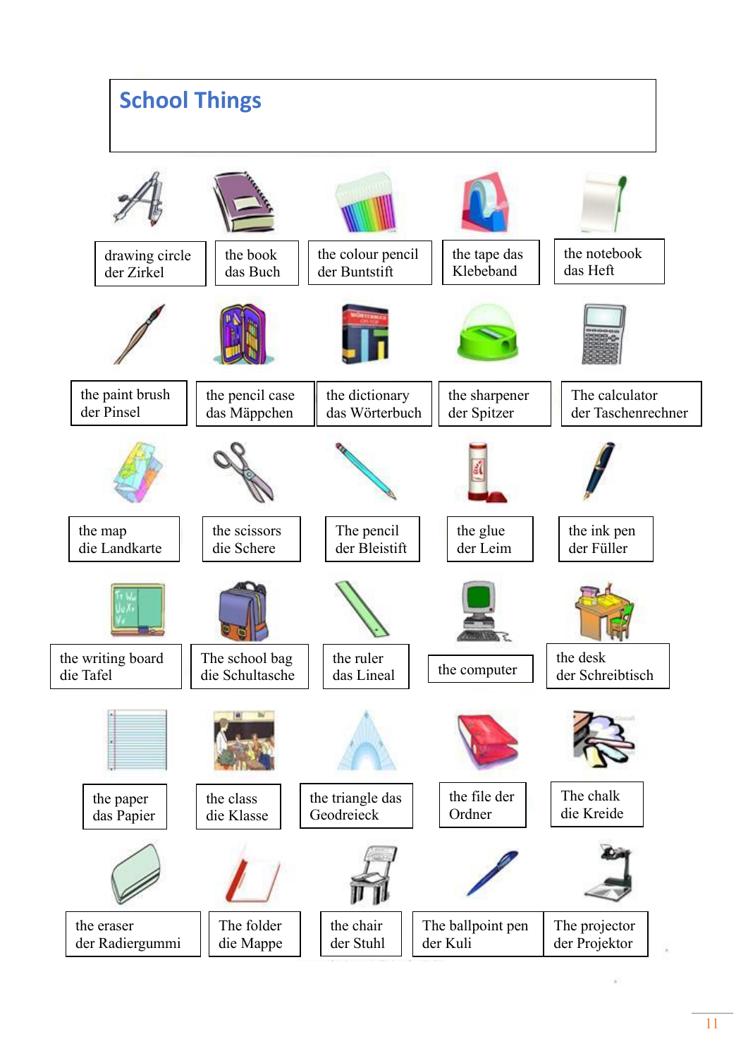# School Things

| | | | | |
|---|---|---|---|---|
| drawing circle<br>der Zirkel | the book<br>das Buch | the colour pencil<br>der Buntstift | the tape das<br>Klebeband | the notebook<br>das Heft |
| the paint brush<br>der Pinsel | the pencil case<br>das Mäppchen | the dictionary<br>das Wörterbuch | the sharpener<br>der Spitzer | The calculator<br>der Taschenrechner |
| the map<br>die Landkarte | the scissors<br>die Schere | The pencil<br>der Bleistift | the glue<br>der Leim | the ink pen<br>der Füller |
| the writing board<br>die Tafel | The school bag<br>die Schultasche | the ruler<br>das Lineal | the computer | the desk<br>der Schreibtisch |
| the paper<br>das Papier | the class<br>die Klasse | the triangle das<br>Geodreieck | the file der<br>Ordner | The chalk<br>die Kreide |
| the eraser<br>der Radiergummi | The folder<br>die Mappe | the chair<br>der Stuhl | The ballpoint pen<br>der Kuli | The projector<br>der Projektor |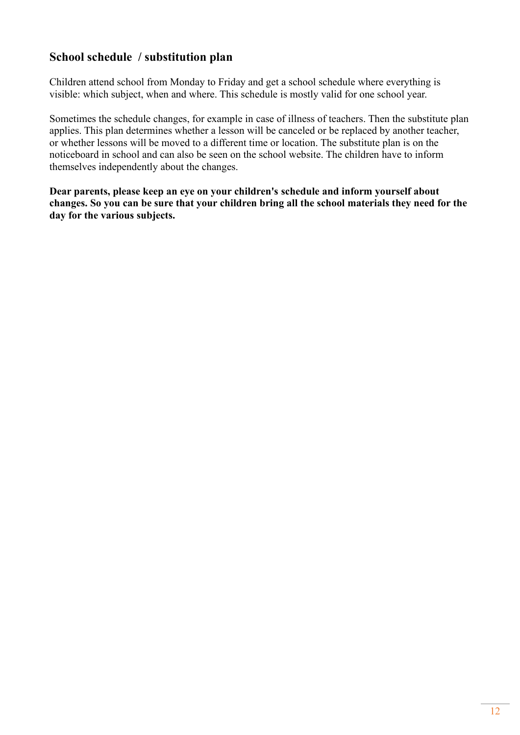## School schedule / substitution plan

Children attend school from Monday to Friday and get a school schedule where everything is visible: which subject, when and where. This schedule is mostly valid for one school year.

Sometimes the schedule changes, for example in case of illness of teachers. Then the substitute plan applies. This plan determines whether a lesson will be canceled or be replaced by another teacher, or whether lessons will be moved to a different time or location. The substitute plan is on the noticeboard in school and can also be seen on the school website. The children have to inform themselves independently about the changes.

**Dear parents, please keep an eye on your children's schedule and inform yourself about changes. So you can be sure that your children bring all the school materials they need for the day for the various subjects.**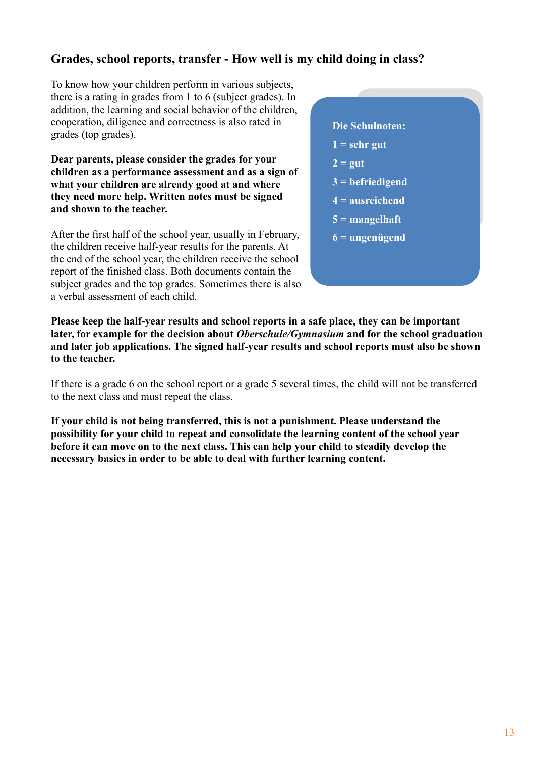## Grades, school reports, transfer - How well is my child doing in class?

To know how your children perform in various subjects, there is a rating in grades from 1 to 6 (subject grades). In addition, the learning and social behavior of the children, cooperation, diligence and correctness is also rated in grades (top grades).

**Dear parents, please consider the grades for your children as a performance assessment and as a sign of what your children are already good at and where they need more help. Written notes must be signed and shown to the teacher.**

After the first half of the school year, usually in February, the children receive half-year results for the parents. At the end of the school year, the children receive the school report of the finished class. Both documents contain the subject grades and the top grades. Sometimes there is also a verbal assessment of each child.

**Die Schulnoten:**

**1 = sehr gut**
**2 = gut**
**3 = befriedigend**
**4 = ausreichend**
**5 = mangelhaft**
**6 = ungenügend**

**Please keep the half-year results and school reports in a safe place, they can be important later, for example for the decision about *Oberschule/Gymnasium* and for the school graduation and later job applications. The signed half-year results and school reports must also be shown to the teacher.**

If there is a grade 6 on the school report or a grade 5 several times, the child will not be transferred to the next class and must repeat the class.

**If your child is not being transferred, this is not a punishment. Please understand the possibility for your child to repeat and consolidate the learning content of the school year before it can move on to the next class. This can help your child to steadily develop the necessary basics in order to be able to deal with further learning content.**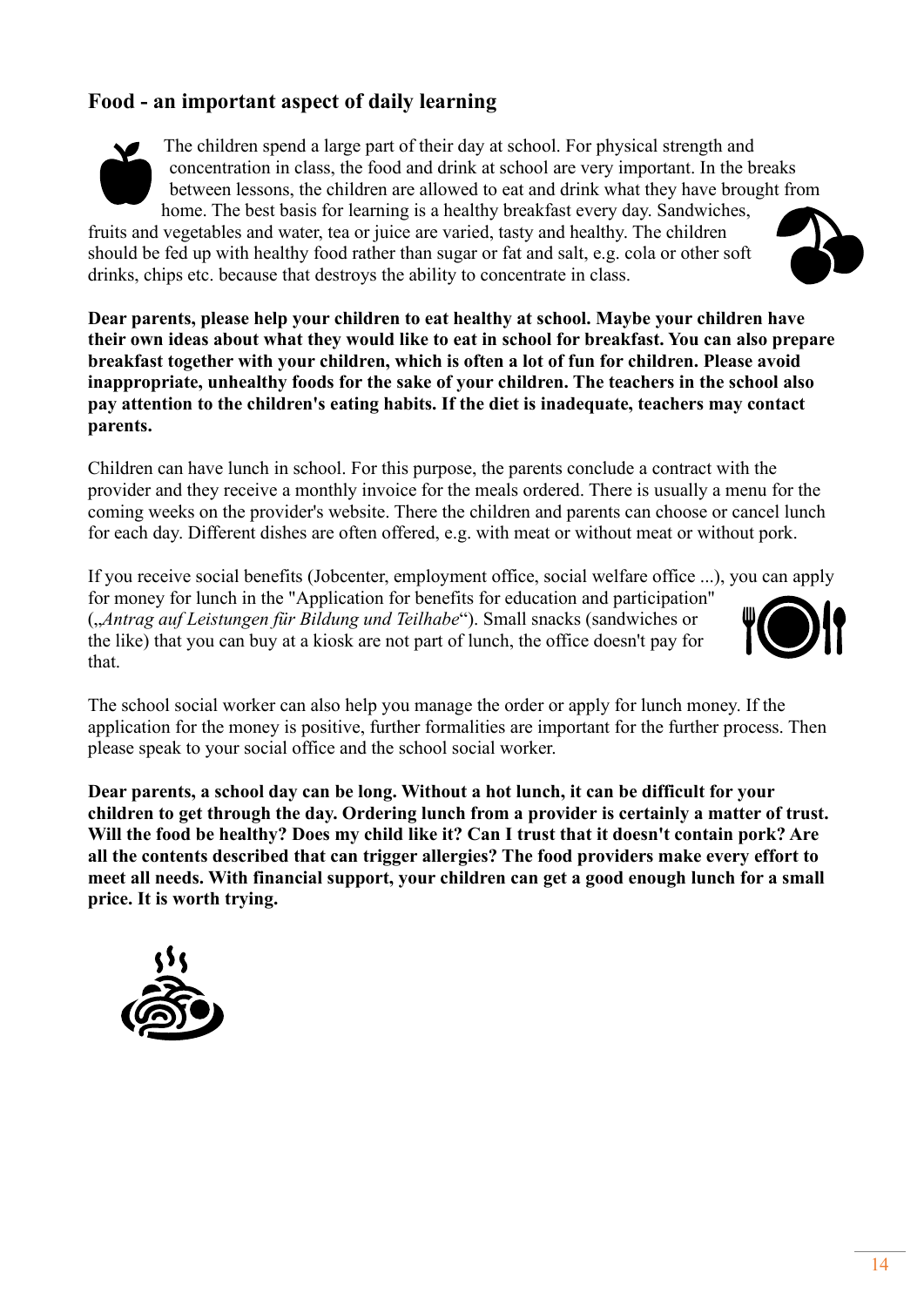## Food - an important aspect of daily learning

The children spend a large part of their day at school. For physical strength and concentration in class, the food and drink at school are very important. In the breaks between lessons, the children are allowed to eat and drink what they have brought from home. The best basis for learning is a healthy breakfast every day. Sandwiches, fruits and vegetables and water, tea or juice are varied, tasty and healthy. The children should be fed up with healthy food rather than sugar or fat and salt, e.g. cola or other soft drinks, chips etc. because that destroys the ability to concentrate in class.

**Dear parents, please help your children to eat healthy at school. Maybe your children have their own ideas about what they would like to eat in school for breakfast. You can also prepare breakfast together with your children, which is often a lot of fun for children. Please avoid inappropriate, unhealthy foods for the sake of your children. The teachers in the school also pay attention to the children's eating habits. If the diet is inadequate, teachers may contact parents.**

Children can have lunch in school. For this purpose, the parents conclude a contract with the provider and they receive a monthly invoice for the meals ordered. There is usually a menu for the coming weeks on the provider's website. There the children and parents can choose or cancel lunch for each day. Different dishes are often offered, e.g. with meat or without meat or without pork.

If you receive social benefits (Jobcenter, employment office, social welfare office ...), you can apply for money for lunch in the "Application for benefits for education and participation" („*Antrag auf Leistungen für Bildung und Teilhabe*“). Small snacks (sandwiches or the like) that you can buy at a kiosk are not part of lunch, the office doesn't pay for that.

The school social worker can also help you manage the order or apply for lunch money. If the application for the money is positive, further formalities are important for the further process. Then please speak to your social office and the school social worker.

**Dear parents, a school day can be long. Without a hot lunch, it can be difficult for your children to get through the day. Ordering lunch from a provider is certainly a matter of trust. Will the food be healthy? Does my child like it? Can I trust that it doesn't contain pork? Are all the contents described that can trigger allergies? The food providers make every effort to meet all needs. With financial support, your children can get a good enough lunch for a small price. It is worth trying.**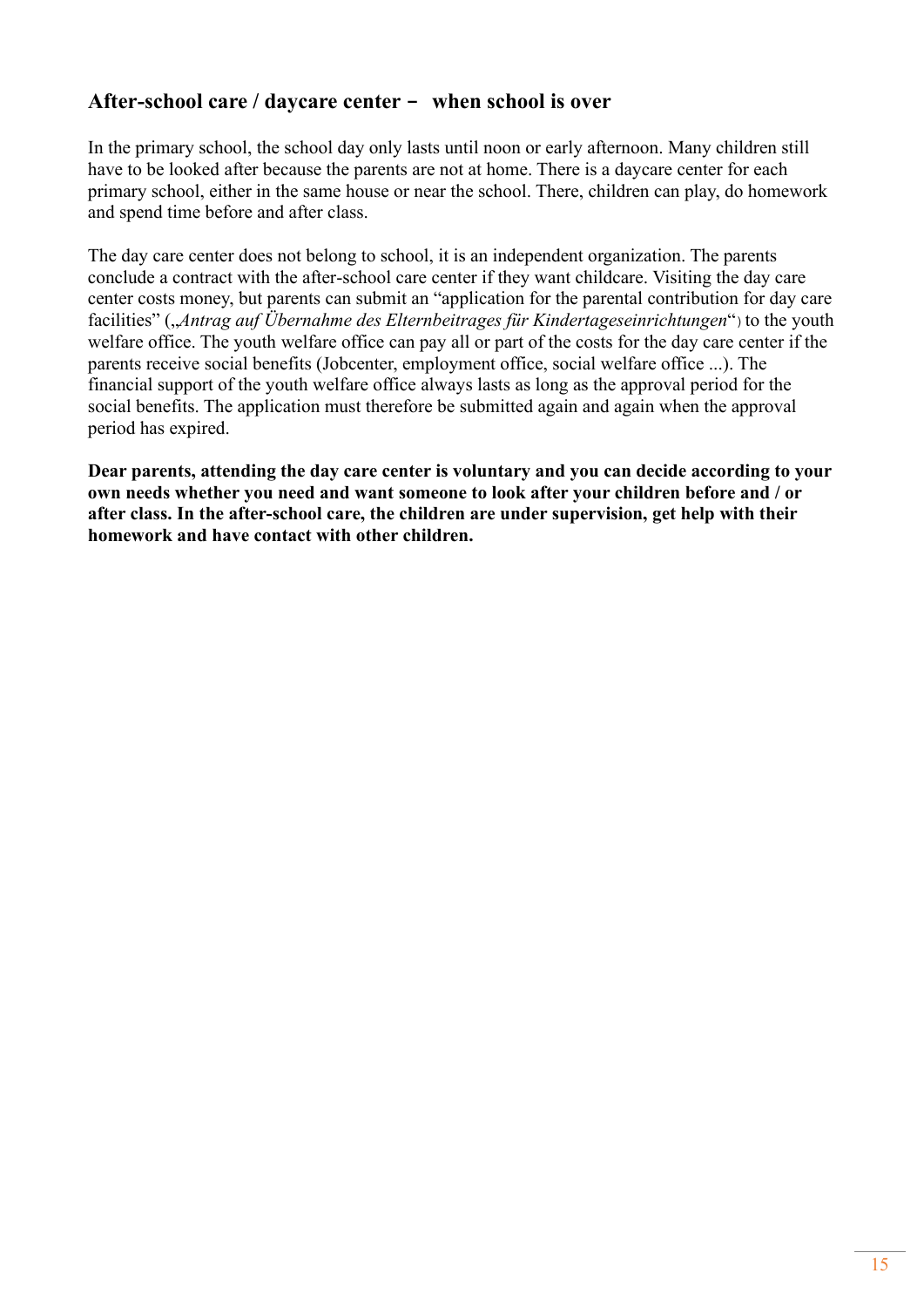## After-school care / daycare center – when school is over

In the primary school, the school day only lasts until noon or early afternoon. Many children still have to be looked after because the parents are not at home. There is a daycare center for each primary school, either in the same house or near the school. There, children can play, do homework and spend time before and after class.

The day care center does not belong to school, it is an independent organization. The parents conclude a contract with the after-school care center if they want childcare. Visiting the day care center costs money, but parents can submit an "application for the parental contribution for day care facilities" („*Antrag auf Übernahme des Elternbeitrages für Kindertageseinrichtungen*") to the youth welfare office. The youth welfare office can pay all or part of the costs for the day care center if the parents receive social benefits (Jobcenter, employment office, social welfare office ...). The financial support of the youth welfare office always lasts as long as the approval period for the social benefits. The application must therefore be submitted again and again when the approval period has expired.

**Dear parents, attending the day care center is voluntary and you can decide according to your own needs whether you need and want someone to look after your children before and / or after class. In the after-school care, the children are under supervision, get help with their homework and have contact with other children.**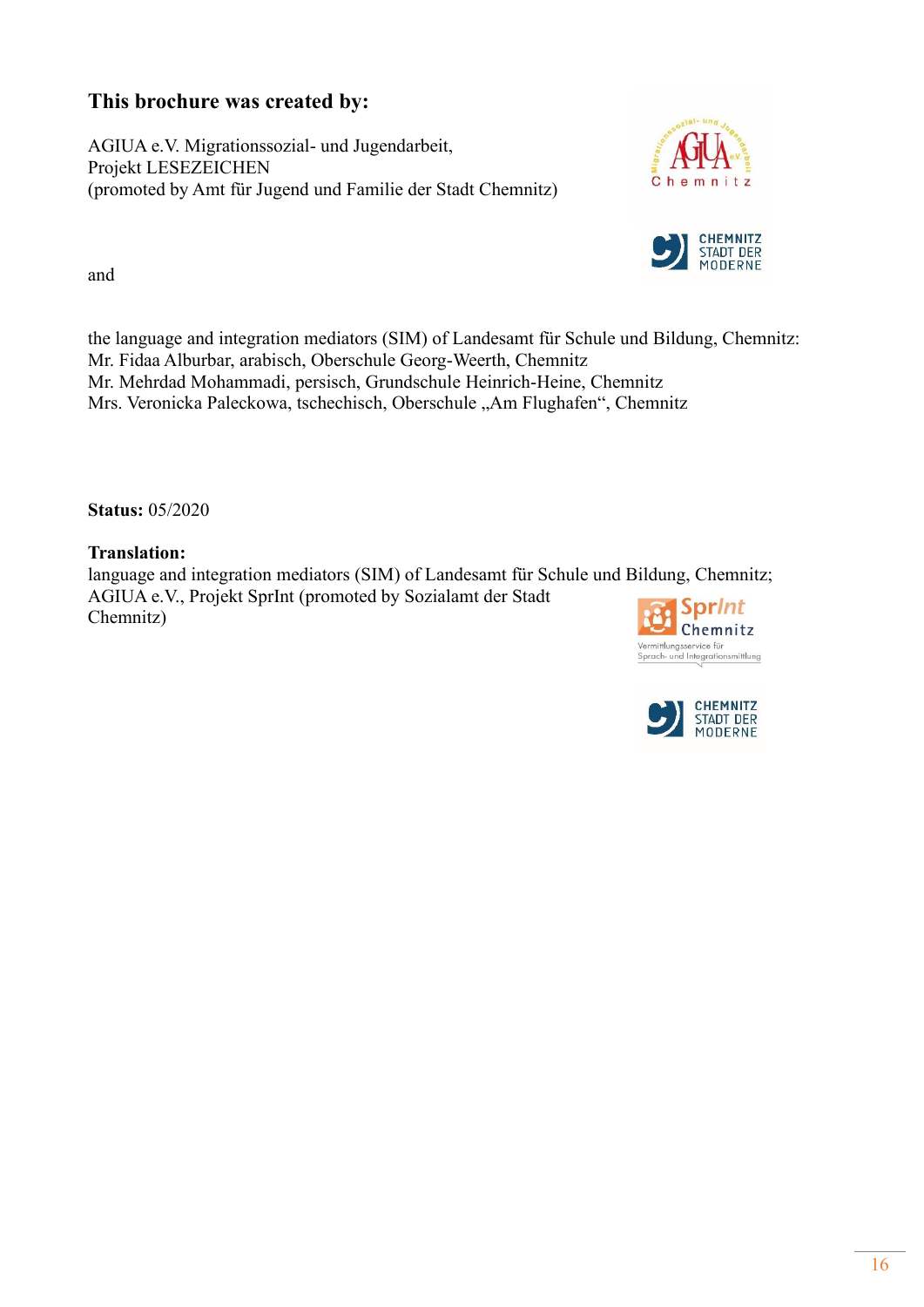## This brochure was created by:

AGIUA e.V. Migrationssozial- und Jugendarbeit,
Projekt LESEZEICHEN
(promoted by Amt für Jugend und Familie der Stadt Chemnitz)

and

the language and integration mediators (SIM) of Landesamt für Schule und Bildung, Chemnitz:
Mr. Fidaa Alburbar, arabisch, Oberschule Georg-Weerth, Chemnitz
Mr. Mehrdad Mohammadi, persisch, Grundschule Heinrich-Heine, Chemnitz
Mrs. Veronicka Paleckowa, tschechisch, Oberschule „Am Flughafen", Chemnitz

**Status:** 05/2020

**Translation:**
language and integration mediators (SIM) of Landesamt für Schule und Bildung, Chemnitz;
AGIUA e.V., Projekt SprInt (promoted by Sozialamt der Stadt Chemnitz)